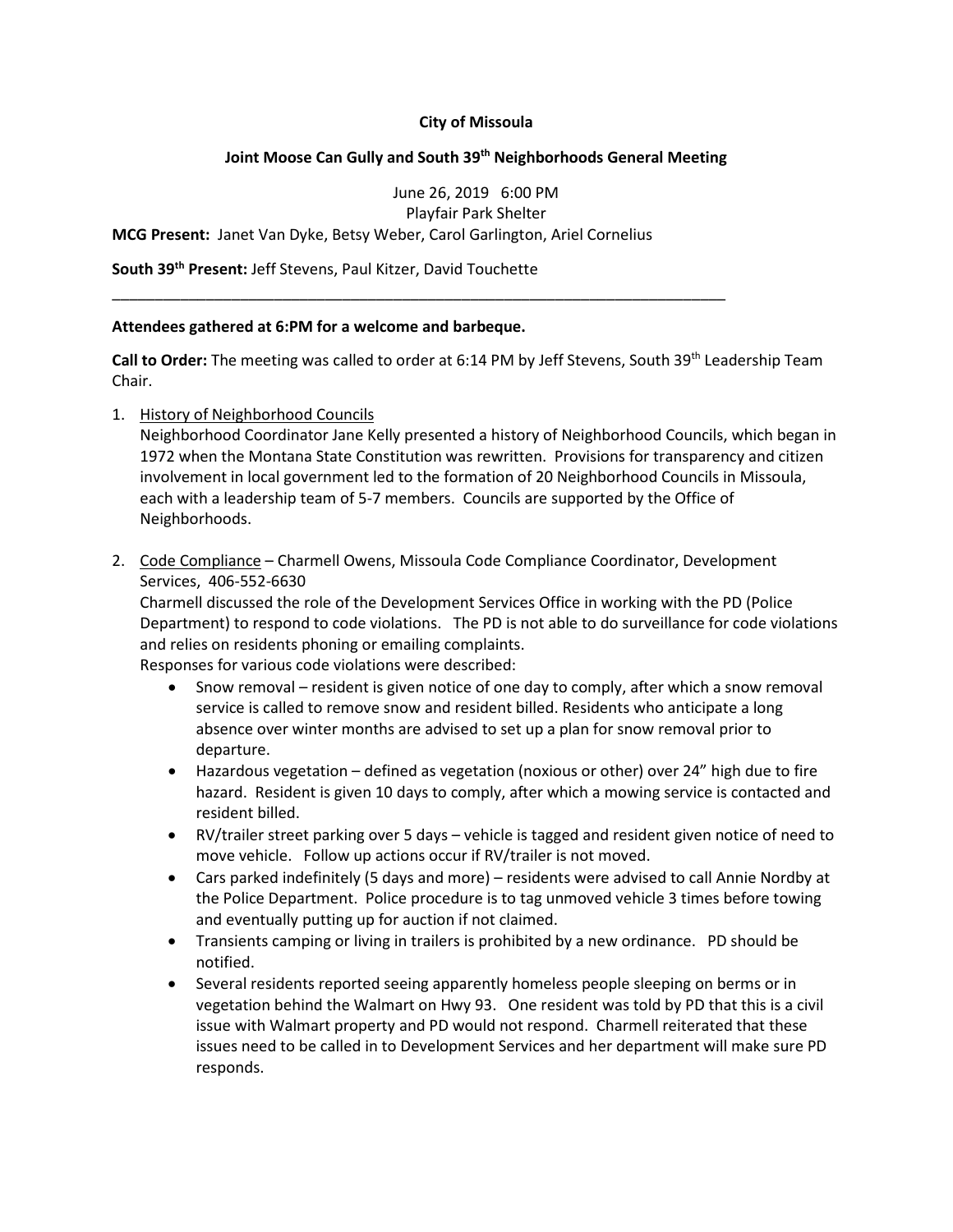**City of Missoula**

**Joint Moose Can Gully and South 39th Neighborhoods General Meeting**

June 26, 2019 6:00 PM
Playfair Park Shelter

**MCG Present:** Janet Van Dyke, Betsy Weber, Carol Garlington, Ariel Cornelius

**South 39th Present:** Jeff Stevens, Paul Kitzer, David Touchette

---

**Attendees gathered at 6:PM for a welcome and barbeque.**

**Call to Order:** The meeting was called to order at 6:14 PM by Jeff Stevens, South 39th Leadership Team Chair.

1. History of Neighborhood Councils
   Neighborhood Coordinator Jane Kelly presented a history of Neighborhood Councils, which began in 1972 when the Montana State Constitution was rewritten. Provisions for transparency and citizen involvement in local government led to the formation of 20 Neighborhood Councils in Missoula, each with a leadership team of 5-7 members. Councils are supported by the Office of Neighborhoods.

2. Code Compliance – Charmell Owens, Missoula Code Compliance Coordinator, Development Services, 406-552-6630
   Charmell discussed the role of the Development Services Office in working with the PD (Police Department) to respond to code violations. The PD is not able to do surveillance for code violations and relies on residents phoning or emailing complaints.
   Responses for various code violations were described:
   - Snow removal – resident is given notice of one day to comply, after which a snow removal service is called to remove snow and resident billed. Residents who anticipate a long absence over winter months are advised to set up a plan for snow removal prior to departure.
   - Hazardous vegetation – defined as vegetation (noxious or other) over 24" high due to fire hazard. Resident is given 10 days to comply, after which a mowing service is contacted and resident billed.
   - RV/trailer street parking over 5 days – vehicle is tagged and resident given notice of need to move vehicle. Follow up actions occur if RV/trailer is not moved.
   - Cars parked indefinitely (5 days and more) – residents were advised to call Annie Nordby at the Police Department. Police procedure is to tag unmoved vehicle 3 times before towing and eventually putting up for auction if not claimed.
   - Transients camping or living in trailers is prohibited by a new ordinance. PD should be notified.
   - Several residents reported seeing apparently homeless people sleeping on berms or in vegetation behind the Walmart on Hwy 93. One resident was told by PD that this is a civil issue with Walmart property and PD would not respond. Charmell reiterated that these issues need to be called in to Development Services and her department will make sure PD responds.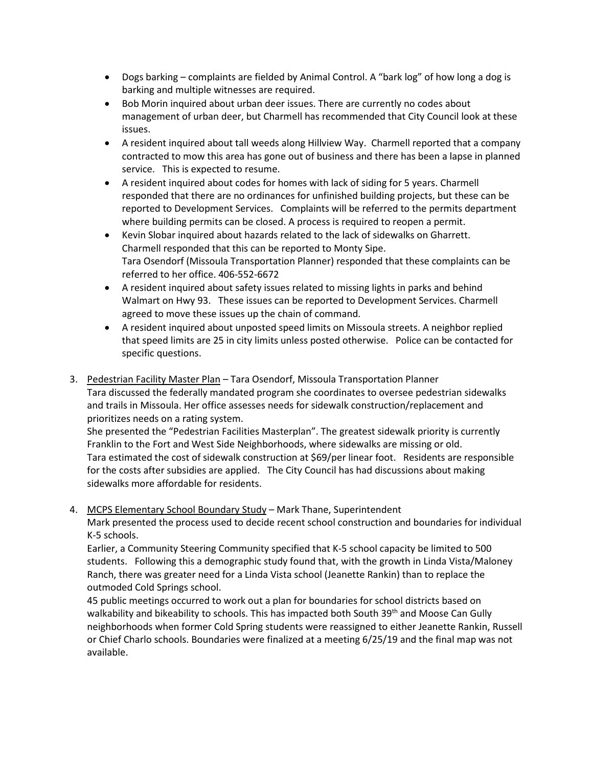- Dogs barking – complaints are fielded by Animal Control. A "bark log" of how long a dog is barking and multiple witnesses are required.
- Bob Morin inquired about urban deer issues. There are currently no codes about management of urban deer, but Charmell has recommended that City Council look at these issues.
- A resident inquired about tall weeds along Hillview Way. Charmell reported that a company contracted to mow this area has gone out of business and there has been a lapse in planned service. This is expected to resume.
- A resident inquired about codes for homes with lack of siding for 5 years. Charmell responded that there are no ordinances for unfinished building projects, but these can be reported to Development Services. Complaints will be referred to the permits department where building permits can be closed. A process is required to reopen a permit.
- Kevin Slobar inquired about hazards related to the lack of sidewalks on Gharrett. Charmell responded that this can be reported to Monty Sipe.
  Tara Osendorf (Missoula Transportation Planner) responded that these complaints can be referred to her office. 406-552-6672
- A resident inquired about safety issues related to missing lights in parks and behind Walmart on Hwy 93. These issues can be reported to Development Services. Charmell agreed to move these issues up the chain of command.
- A resident inquired about unposted speed limits on Missoula streets. A neighbor replied that speed limits are 25 in city limits unless posted otherwise. Police can be contacted for specific questions.

3. Pedestrian Facility Master Plan – Tara Osendorf, Missoula Transportation Planner
   Tara discussed the federally mandated program she coordinates to oversee pedestrian sidewalks and trails in Missoula. Her office assesses needs for sidewalk construction/replacement and prioritizes needs on a rating system.
   She presented the "Pedestrian Facilities Masterplan". The greatest sidewalk priority is currently Franklin to the Fort and West Side Neighborhoods, where sidewalks are missing or old.
   Tara estimated the cost of sidewalk construction at $69/per linear foot. Residents are responsible for the costs after subsidies are applied. The City Council has had discussions about making sidewalks more affordable for residents.

4. MCPS Elementary School Boundary Study – Mark Thane, Superintendent
   Mark presented the process used to decide recent school construction and boundaries for individual K-5 schools.
   Earlier, a Community Steering Community specified that K-5 school capacity be limited to 500 students. Following this a demographic study found that, with the growth in Linda Vista/Maloney Ranch, there was greater need for a Linda Vista school (Jeanette Rankin) than to replace the outmoded Cold Springs school.
   45 public meetings occurred to work out a plan for boundaries for school districts based on walkability and bikeability to schools. This has impacted both South 39th and Moose Can Gully neighborhoods when former Cold Spring students were reassigned to either Jeanette Rankin, Russell or Chief Charlo schools. Boundaries were finalized at a meeting 6/25/19 and the final map was not available.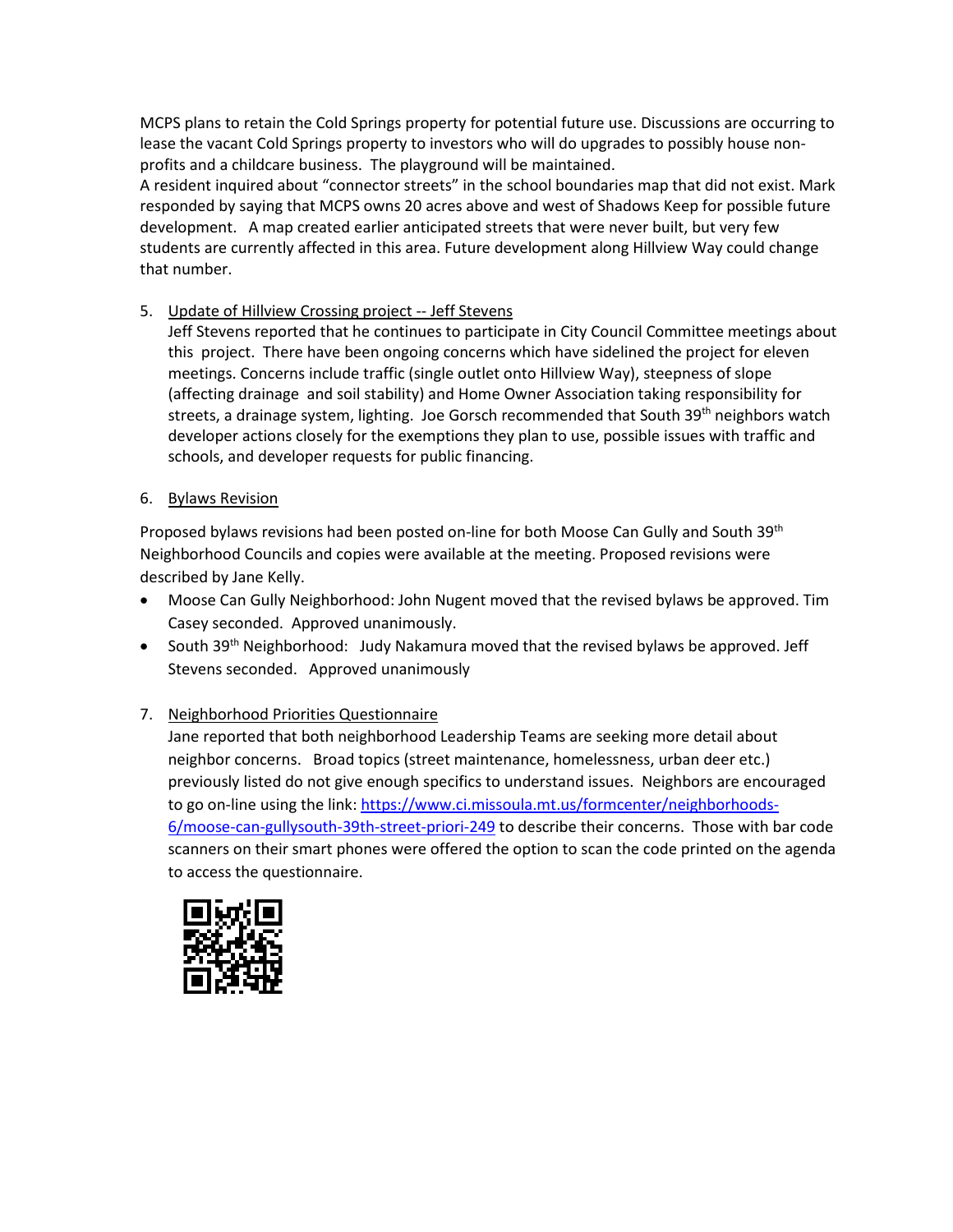MCPS plans to retain the Cold Springs property for potential future use. Discussions are occurring to lease the vacant Cold Springs property to investors who will do upgrades to possibly house non-profits and a childcare business. The playground will be maintained.

A resident inquired about "connector streets" in the school boundaries map that did not exist. Mark responded by saying that MCPS owns 20 acres above and west of Shadows Keep for possible future development. A map created earlier anticipated streets that were never built, but very few students are currently affected in this area. Future development along Hillview Way could change that number.

5. Update of Hillview Crossing project -- Jeff Stevens

   Jeff Stevens reported that he continues to participate in City Council Committee meetings about this project. There have been ongoing concerns which have sidelined the project for eleven meetings. Concerns include traffic (single outlet onto Hillview Way), steepness of slope (affecting drainage and soil stability) and Home Owner Association taking responsibility for streets, a drainage system, lighting. Joe Gorsch recommended that South 39th neighbors watch developer actions closely for the exemptions they plan to use, possible issues with traffic and schools, and developer requests for public financing.

6. Bylaws Revision

Proposed bylaws revisions had been posted on-line for both Moose Can Gully and South 39th Neighborhood Councils and copies were available at the meeting. Proposed revisions were described by Jane Kelly.

- Moose Can Gully Neighborhood: John Nugent moved that the revised bylaws be approved. Tim Casey seconded. Approved unanimously.
- South 39th Neighborhood: Judy Nakamura moved that the revised bylaws be approved. Jeff Stevens seconded. Approved unanimously

7. Neighborhood Priorities Questionnaire

   Jane reported that both neighborhood Leadership Teams are seeking more detail about neighbor concerns. Broad topics (street maintenance, homelessness, urban deer etc.) previously listed do not give enough specifics to understand issues. Neighbors are encouraged to go on-line using the link: https://www.ci.missoula.mt.us/formcenter/neighborhoods-6/moose-can-gullysouth-39th-street-priori-249 to describe their concerns. Those with bar code scanners on their smart phones were offered the option to scan the code printed on the agenda to access the questionnaire.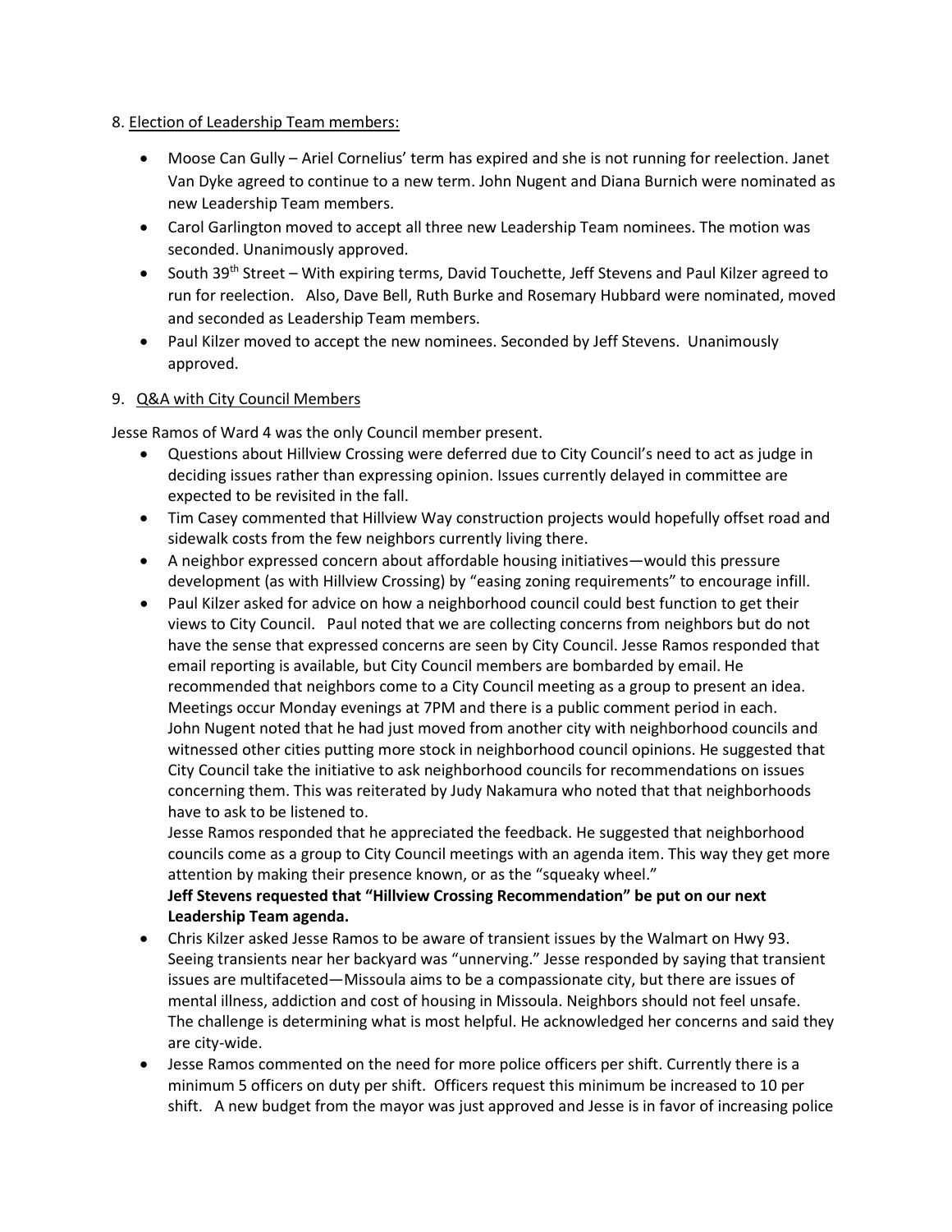8. <u>Election of Leadership Team members:</u>

- Moose Can Gully – Ariel Cornelius' term has expired and she is not running for reelection. Janet Van Dyke agreed to continue to a new term. John Nugent and Diana Burnich were nominated as new Leadership Team members.
- Carol Garlington moved to accept all three new Leadership Team nominees. The motion was seconded. Unanimously approved.
- South 39th Street – With expiring terms, David Touchette, Jeff Stevens and Paul Kilzer agreed to run for reelection. Also, Dave Bell, Ruth Burke and Rosemary Hubbard were nominated, moved and seconded as Leadership Team members.
- Paul Kilzer moved to accept the new nominees. Seconded by Jeff Stevens. Unanimously approved.

9. <u>Q&A with City Council Members</u>

Jesse Ramos of Ward 4 was the only Council member present.

- Questions about Hillview Crossing were deferred due to City Council's need to act as judge in deciding issues rather than expressing opinion. Issues currently delayed in committee are expected to be revisited in the fall.
- Tim Casey commented that Hillview Way construction projects would hopefully offset road and sidewalk costs from the few neighbors currently living there.
- A neighbor expressed concern about affordable housing initiatives—would this pressure development (as with Hillview Crossing) by "easing zoning requirements" to encourage infill.
- Paul Kilzer asked for advice on how a neighborhood council could best function to get their views to City Council. Paul noted that we are collecting concerns from neighbors but do not have the sense that expressed concerns are seen by City Council. Jesse Ramos responded that email reporting is available, but City Council members are bombarded by email. He recommended that neighbors come to a City Council meeting as a group to present an idea. Meetings occur Monday evenings at 7PM and there is a public comment period in each.
  John Nugent noted that he had just moved from another city with neighborhood councils and witnessed other cities putting more stock in neighborhood council opinions. He suggested that City Council take the initiative to ask neighborhood councils for recommendations on issues concerning them. This was reiterated by Judy Nakamura who noted that that neighborhoods have to ask to be listened to.
  Jesse Ramos responded that he appreciated the feedback. He suggested that neighborhood councils come as a group to City Council meetings with an agenda item. This way they get more attention by making their presence known, or as the "squeaky wheel."
  **Jeff Stevens requested that "Hillview Crossing Recommendation" be put on our next Leadership Team agenda.**
- Chris Kilzer asked Jesse Ramos to be aware of transient issues by the Walmart on Hwy 93. Seeing transients near her backyard was "unnerving." Jesse responded by saying that transient issues are multifaceted—Missoula aims to be a compassionate city, but there are issues of mental illness, addiction and cost of housing in Missoula. Neighbors should not feel unsafe. The challenge is determining what is most helpful. He acknowledged her concerns and said they are city-wide.
- Jesse Ramos commented on the need for more police officers per shift. Currently there is a minimum 5 officers on duty per shift. Officers request this minimum be increased to 10 per shift. A new budget from the mayor was just approved and Jesse is in favor of increasing police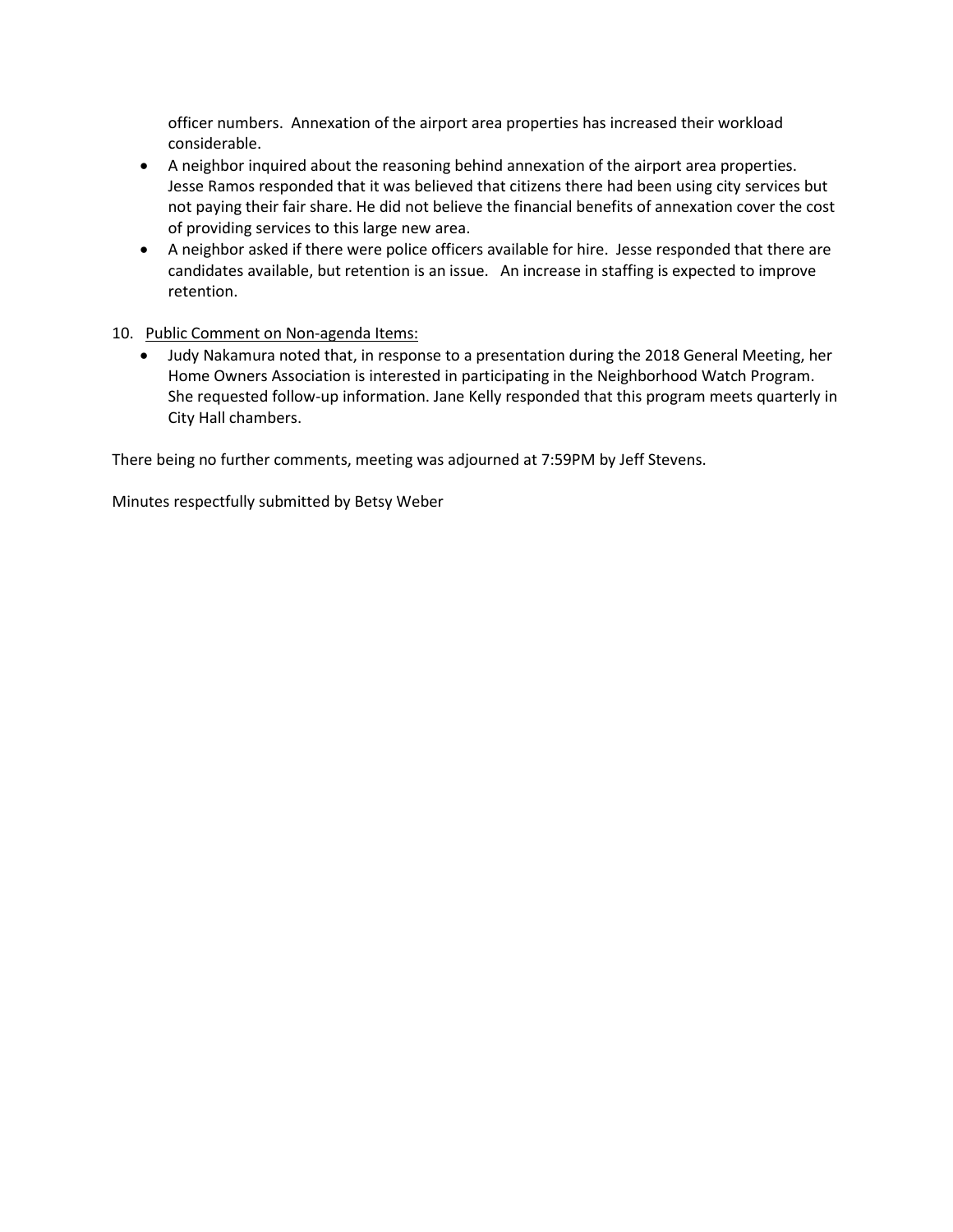officer numbers. Annexation of the airport area properties has increased their workload considerable.

- A neighbor inquired about the reasoning behind annexation of the airport area properties. Jesse Ramos responded that it was believed that citizens there had been using city services but not paying their fair share. He did not believe the financial benefits of annexation cover the cost of providing services to this large new area.
- A neighbor asked if there were police officers available for hire. Jesse responded that there are candidates available, but retention is an issue. An increase in staffing is expected to improve retention.

10. Public Comment on Non-agenda Items:

- Judy Nakamura noted that, in response to a presentation during the 2018 General Meeting, her Home Owners Association is interested in participating in the Neighborhood Watch Program. She requested follow-up information. Jane Kelly responded that this program meets quarterly in City Hall chambers.

There being no further comments, meeting was adjourned at 7:59PM by Jeff Stevens.

Minutes respectfully submitted by Betsy Weber